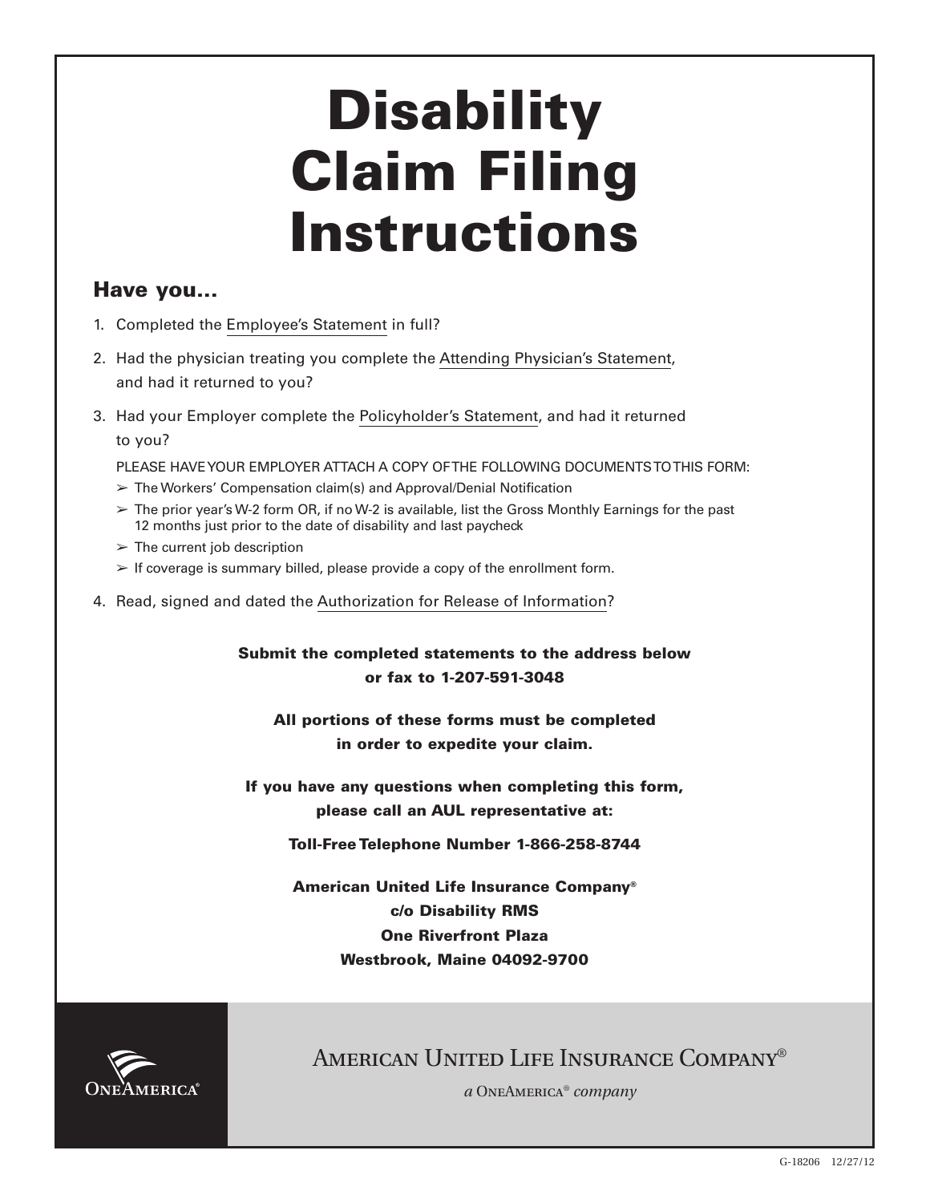# Disability Claim Filing Instructions

## Have you...

1. Completed the Employee's Statement in full?
2. Had the physician treating you complete the Attending Physician's Statement, and had it returned to you?
3. Had your Employer complete the Policyholder's Statement, and had it returned to you?

   PLEASE HAVE YOUR EMPLOYER ATTACH A COPY OF THE FOLLOWING DOCUMENTS TO THIS FORM:

   - The Workers' Compensation claim(s) and Approval/Denial Notification
   - The prior year's W-2 form OR, if no W-2 is available, list the Gross Monthly Earnings for the past 12 months just prior to the date of disability and last paycheck
   - The current job description
   - If coverage is summary billed, please provide a copy of the enrollment form.

4. Read, signed and dated the Authorization for Release of Information?

**Submit the completed statements to the address below or fax to 1-207-591-3048**

**All portions of these forms must be completed in order to expedite your claim.**

**If you have any questions when completing this form, please call an AUL representative at:**

**Toll-Free Telephone Number 1-866-258-8744**

**American United Life Insurance Company®**
**c/o Disability RMS**
**One Riverfront Plaza**
**Westbrook, Maine 04092-9700**

ONEAMERICA®

AMERICAN UNITED LIFE INSURANCE COMPANY®

*a* ONEAMERICA® *company*

G-18206 12/27/12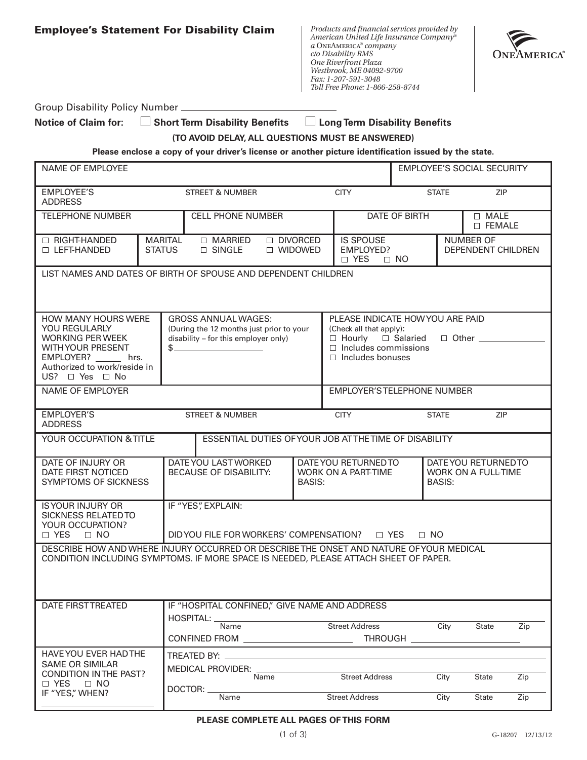## Employee's Statement For Disability Claim

*Products and financial services provided by American United Life Insurance Company® a OneAmerica® company c/o Disability RMS One Riverfront Plaza Westbrook, ME 04092-9700 Fax: 1-207-591-3048 Toll Free Phone: 1-866-258-8744*

OneAmerica®

Group Disability Policy Number ______________________

**Notice of Claim for:** ☐ **Short Term Disability Benefits** ☐ **Long Term Disability Benefits**

**(TO AVOID DELAY, ALL QUESTIONS MUST BE ANSWERED)**

**Please enclose a copy of your driver's license or another picture identification issued by the state.**

| NAME OF EMPLOYEE | | | EMPLOYEE'S SOCIAL SECURITY | |
|---|---|---|---|---|
| EMPLOYEE'S ADDRESS | STREET & NUMBER | CITY | STATE | ZIP |
| TELEPHONE NUMBER | CELL PHONE NUMBER | DATE OF BIRTH | | ☐ MALE ☐ FEMALE |
| ☐ RIGHT-HANDED ☐ LEFT-HANDED | MARITAL STATUS ☐ MARRIED ☐ SINGLE ☐ DIVORCED ☐ WIDOWED | IS SPOUSE EMPLOYED? ☐ YES ☐ NO | | NUMBER OF DEPENDENT CHILDREN |
| LIST NAMES AND DATES OF BIRTH OF SPOUSE AND DEPENDENT CHILDREN | | | | |
| HOW MANY HOURS WERE YOU REGULARLY WORKING PER WEEK WITH YOUR PRESENT EMPLOYER? ______ hrs. Authorized to work/reside in US? ☐ Yes ☐ No | GROSS ANNUAL WAGES: (During the 12 months just prior to your disability – for this employer only) $__________ | PLEASE INDICATE HOW YOU ARE PAID (Check all that apply): ☐ Hourly ☐ Salaried ☐ Other ________ ☐ Includes commissions ☐ Includes bonuses | | |
| NAME OF EMPLOYER | | EMPLOYER'S TELEPHONE NUMBER | | |
| EMPLOYER'S ADDRESS | STREET & NUMBER | CITY | STATE | ZIP |
| YOUR OCCUPATION & TITLE | ESSENTIAL DUTIES OF YOUR JOB AT THE TIME OF DISABILITY | | | |
| DATE OF INJURY OR DATE FIRST NOTICED SYMPTOMS OF SICKNESS | DATE YOU LAST WORKED BECAUSE OF DISABILITY: | DATE YOU RETURNED TO WORK ON A PART-TIME BASIS: | DATE YOU RETURNED TO WORK ON A FULL-TIME BASIS: | |
| IS YOUR INJURY OR SICKNESS RELATED TO YOUR OCCUPATION? ☐ YES ☐ NO | IF "YES", EXPLAIN: DID YOU FILE FOR WORKERS' COMPENSATION? ☐ YES ☐ NO | | | |
| DESCRIBE HOW AND WHERE INJURY OCCURRED OR DESCRIBE THE ONSET AND NATURE OF YOUR MEDICAL CONDITION INCLUDING SYMPTOMS. IF MORE SPACE IS NEEDED, PLEASE ATTACH SHEET OF PAPER. | | | | |
| DATE FIRST TREATED | IF "HOSPITAL CONFINED," GIVE NAME AND ADDRESS HOSPITAL: ______ Name / Street Address / City / State / Zip CONFINED FROM ______ THROUGH ______ | | | |
| HAVE YOU EVER HAD THE SAME OR SIMILAR CONDITION IN THE PAST? ☐ YES ☐ NO IF "YES," WHEN? ______ | TREATED BY: ______ MEDICAL PROVIDER: ______ Name / Street Address / City / State / Zip DOCTOR: ______ Name / Street Address / City / State / Zip | | | |

**PLEASE COMPLETE ALL PAGES OF THIS FORM**

G-18207 12/13/12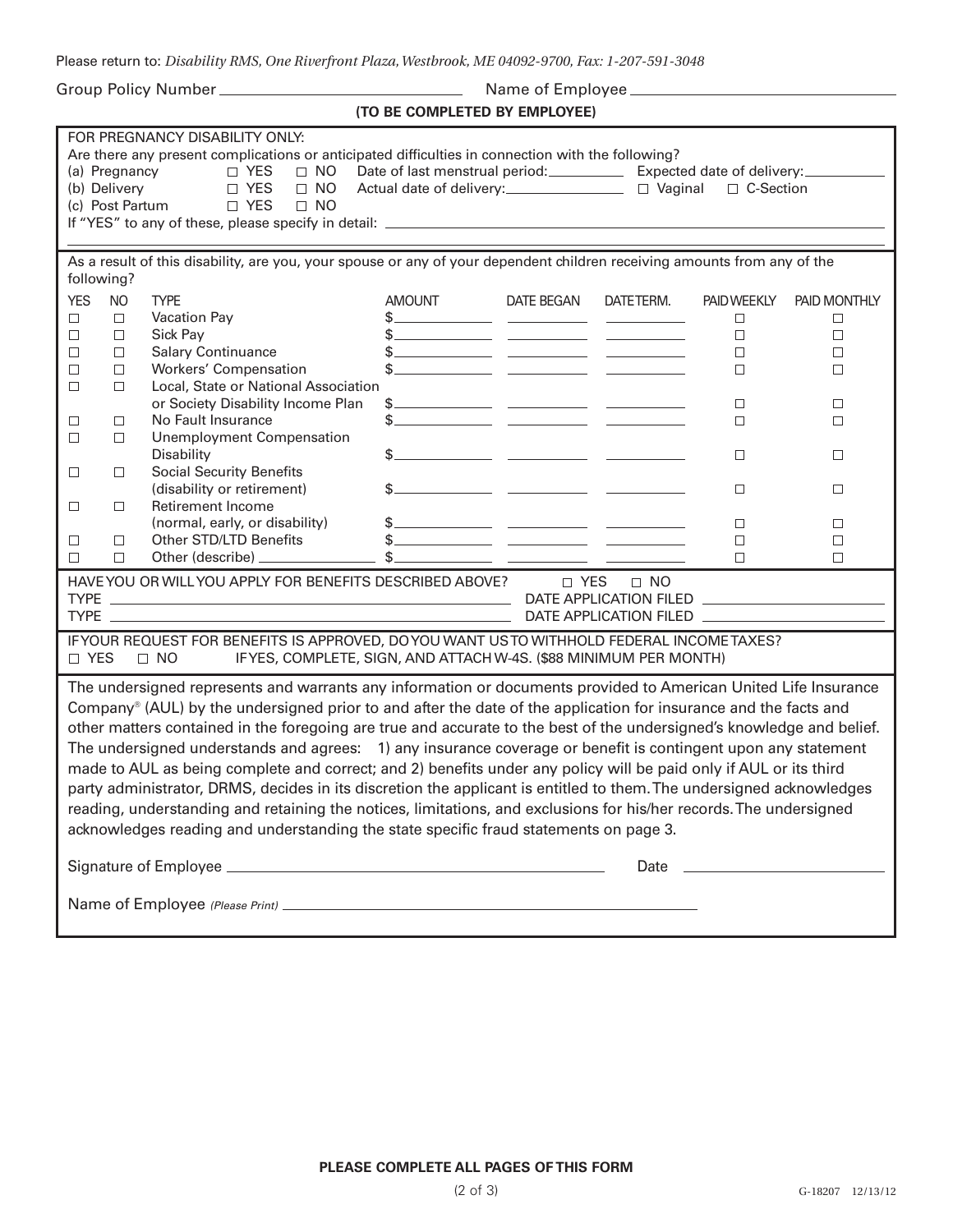Please return to: *Disability RMS, One Riverfront Plaza, Westbrook, ME 04092-9700, Fax: 1-207-591-3048*

Group Policy Number ______________________ Name of Employee ______________________

**(TO BE COMPLETED BY EMPLOYEE)**

FOR PREGNANCY DISABILITY ONLY:

Are there any present complications or anticipated difficulties in connection with the following?

(a) Pregnancy ☐ YES ☐ NO Date of last menstrual period: __________ Expected date of delivery: __________

(b) Delivery ☐ YES ☐ NO Actual date of delivery: __________ ☐ Vaginal ☐ C-Section

(c) Post Partum ☐ YES ☐ NO

If "YES" to any of these, please specify in detail: ______________________

As a result of this disability, are you, your spouse or any of your dependent children receiving amounts from any of the following?

| YES | NO | TYPE | AMOUNT | DATE BEGAN | DATE TERM. | PAID WEEKLY | PAID MONTHLY |
|---|---|---|---|---|---|---|---|
| ☐ | ☐ | Vacation Pay | $______ | ______ | ______ | ☐ | ☐ |
| ☐ | ☐ | Sick Pay | $______ | ______ | ______ | ☐ | ☐ |
| ☐ | ☐ | Salary Continuance | $______ | ______ | ______ | ☐ | ☐ |
| ☐ | ☐ | Workers' Compensation | $______ | ______ | ______ | ☐ | ☐ |
| ☐ | ☐ | Local, State or National Association or Society Disability Income Plan | $______ | ______ | ______ | ☐ | ☐ |
| ☐ | ☐ | No Fault Insurance | $______ | ______ | ______ | ☐ | ☐ |
| ☐ | ☐ | Unemployment Compensation Disability | $______ | ______ | ______ | ☐ | ☐ |
| ☐ | ☐ | Social Security Benefits (disability or retirement) | $______ | ______ | ______ | ☐ | ☐ |
| ☐ | ☐ | Retirement Income (normal, early, or disability) | $______ | ______ | ______ | ☐ | ☐ |
| ☐ | ☐ | Other STD/LTD Benefits | $______ | ______ | ______ | ☐ | ☐ |
| ☐ | ☐ | Other (describe) ______ | $______ | ______ | ______ | ☐ | ☐ |

HAVE YOU OR WILL YOU APPLY FOR BENEFITS DESCRIBED ABOVE? ☐ YES ☐ NO

TYPE ______________________ DATE APPLICATION FILED ______________

TYPE ______________________ DATE APPLICATION FILED ______________

IF YOUR REQUEST FOR BENEFITS IS APPROVED, DO YOU WANT US TO WITHHOLD FEDERAL INCOME TAXES?

☐ YES ☐ NO IF YES, COMPLETE, SIGN, AND ATTACH W-4S. ($88 MINIMUM PER MONTH)

The undersigned represents and warrants any information or documents provided to American United Life Insurance Company® (AUL) by the undersigned prior to and after the date of the application for insurance and the facts and other matters contained in the foregoing are true and accurate to the best of the undersigned's knowledge and belief. The undersigned understands and agrees: 1) any insurance coverage or benefit is contingent upon any statement made to AUL as being complete and correct; and 2) benefits under any policy will be paid only if AUL or its third party administrator, DRMS, decides in its discretion the applicant is entitled to them. The undersigned acknowledges reading, understanding and retaining the notices, limitations, and exclusions for his/her records. The undersigned acknowledges reading and understanding the state specific fraud statements on page 3.

Signature of Employee ______________________ Date ______________

Name of Employee *(Please Print)* ______________________

**PLEASE COMPLETE ALL PAGES OF THIS FORM**

G-18207 12/13/12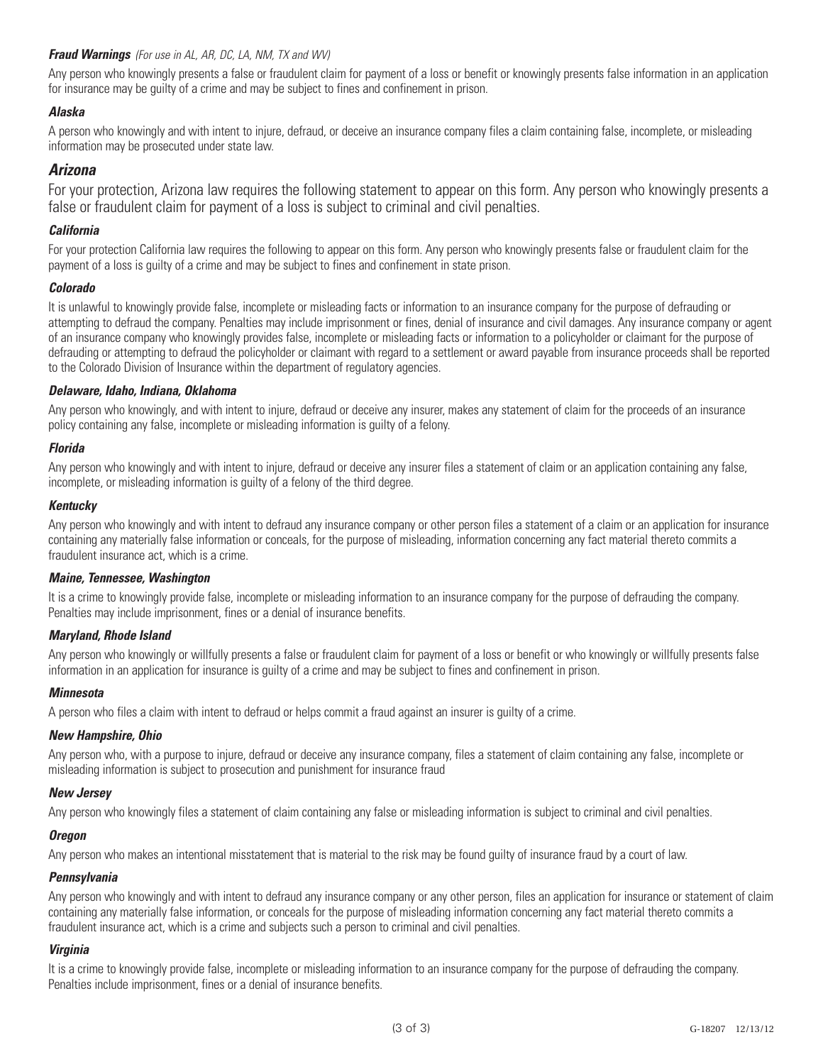### ***Fraud Warnings*** *(For use in AL, AR, DC, LA, NM, TX and WV)*

Any person who knowingly presents a false or fraudulent claim for payment of a loss or benefit or knowingly presents false information in an application for insurance may be guilty of a crime and may be subject to fines and confinement in prison.

### ***Alaska***

A person who knowingly and with intent to injure, defraud, or deceive an insurance company files a claim containing false, incomplete, or misleading information may be prosecuted under state law.

## ***Arizona***

For your protection, Arizona law requires the following statement to appear on this form. Any person who knowingly presents a false or fraudulent claim for payment of a loss is subject to criminal and civil penalties.

### ***California***

For your protection California law requires the following to appear on this form. Any person who knowingly presents false or fraudulent claim for the payment of a loss is guilty of a crime and may be subject to fines and confinement in state prison.

### ***Colorado***

It is unlawful to knowingly provide false, incomplete or misleading facts or information to an insurance company for the purpose of defrauding or attempting to defraud the company. Penalties may include imprisonment or fines, denial of insurance and civil damages. Any insurance company or agent of an insurance company who knowingly provides false, incomplete or misleading facts or information to a policyholder or claimant for the purpose of defrauding or attempting to defraud the policyholder or claimant with regard to a settlement or award payable from insurance proceeds shall be reported to the Colorado Division of Insurance within the department of regulatory agencies.

### ***Delaware, Idaho, Indiana, Oklahoma***

Any person who knowingly, and with intent to injure, defraud or deceive any insurer, makes any statement of claim for the proceeds of an insurance policy containing any false, incomplete or misleading information is guilty of a felony.

### ***Florida***

Any person who knowingly and with intent to injure, defraud or deceive any insurer files a statement of claim or an application containing any false, incomplete, or misleading information is guilty of a felony of the third degree.

### ***Kentucky***

Any person who knowingly and with intent to defraud any insurance company or other person files a statement of a claim or an application for insurance containing any materially false information or conceals, for the purpose of misleading, information concerning any fact material thereto commits a fraudulent insurance act, which is a crime.

### ***Maine, Tennessee, Washington***

It is a crime to knowingly provide false, incomplete or misleading information to an insurance company for the purpose of defrauding the company. Penalties may include imprisonment, fines or a denial of insurance benefits.

### ***Maryland, Rhode Island***

Any person who knowingly or willfully presents a false or fraudulent claim for payment of a loss or benefit or who knowingly or willfully presents false information in an application for insurance is guilty of a crime and may be subject to fines and confinement in prison.

### ***Minnesota***

A person who files a claim with intent to defraud or helps commit a fraud against an insurer is guilty of a crime.

### ***New Hampshire, Ohio***

Any person who, with a purpose to injure, defraud or deceive any insurance company, files a statement of claim containing any false, incomplete or misleading information is subject to prosecution and punishment for insurance fraud

### ***New Jersey***

Any person who knowingly files a statement of claim containing any false or misleading information is subject to criminal and civil penalties.

### ***Oregon***

Any person who makes an intentional misstatement that is material to the risk may be found guilty of insurance fraud by a court of law.

### ***Pennsylvania***

Any person who knowingly and with intent to defraud any insurance company or any other person, files an application for insurance or statement of claim containing any materially false information, or conceals for the purpose of misleading information concerning any fact material thereto commits a fraudulent insurance act, which is a crime and subjects such a person to criminal and civil penalties.

### ***Virginia***

It is a crime to knowingly provide false, incomplete or misleading information to an insurance company for the purpose of defrauding the company. Penalties include imprisonment, fines or a denial of insurance benefits.

G-18207 12/13/12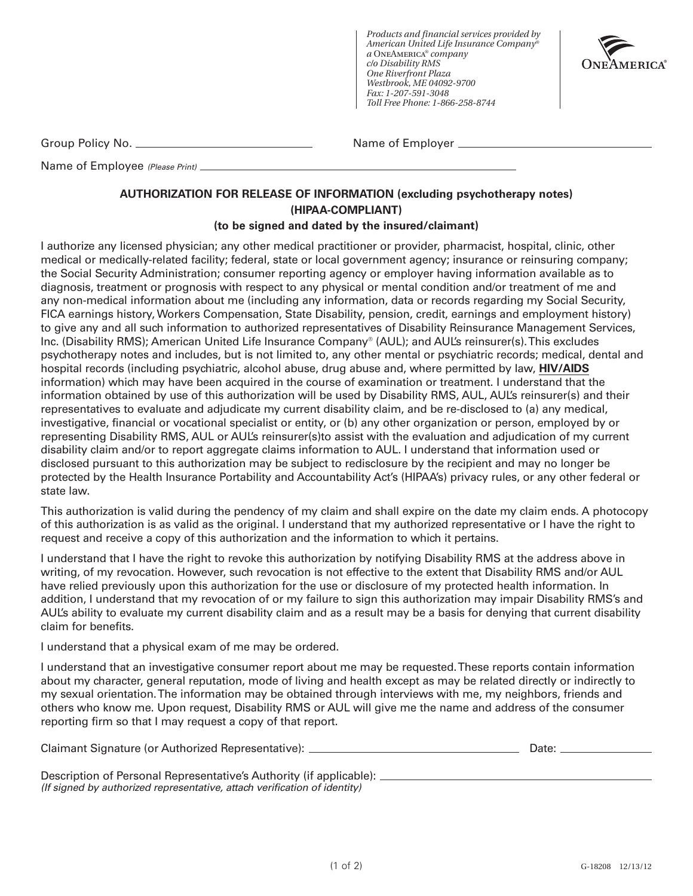*Products and financial services provided by*
*American United Life Insurance Company®*
*a OneAmerica® company*
*c/o Disability RMS*
*One Riverfront Plaza*
*Westbrook, ME 04092-9700*
*Fax: 1-207-591-3048*
*Toll Free Phone: 1-866-258-8744*

OneAmerica®

Group Policy No. ______________________ Name of Employer ______________________

Name of Employee *(Please Print)* ______________________________________________

**AUTHORIZATION FOR RELEASE OF INFORMATION (excluding psychotherapy notes)**
**(HIPAA-COMPLIANT)**
**(to be signed and dated by the insured/claimant)**

I authorize any licensed physician; any other medical practitioner or provider, pharmacist, hospital, clinic, other medical or medically-related facility; federal, state or local government agency; insurance or reinsuring company; the Social Security Administration; consumer reporting agency or employer having information available as to diagnosis, treatment or prognosis with respect to any physical or mental condition and/or treatment of me and any non-medical information about me (including any information, data or records regarding my Social Security, FICA earnings history, Workers Compensation, State Disability, pension, credit, earnings and employment history) to give any and all such information to authorized representatives of Disability Reinsurance Management Services, Inc. (Disability RMS); American United Life Insurance Company® (AUL); and AUL's reinsurer(s). This excludes psychotherapy notes and includes, but is not limited to, any other mental or psychiatric records; medical, dental and hospital records (including psychiatric, alcohol abuse, drug abuse and, where permitted by law, **HIV/AIDS** information) which may have been acquired in the course of examination or treatment. I understand that the information obtained by use of this authorization will be used by Disability RMS, AUL, AUL's reinsurer(s) and their representatives to evaluate and adjudicate my current disability claim, and be re-disclosed to (a) any medical, investigative, financial or vocational specialist or entity, or (b) any other organization or person, employed by or representing Disability RMS, AUL or AUL's reinsurer(s)to assist with the evaluation and adjudication of my current disability claim and/or to report aggregate claims information to AUL. I understand that information used or disclosed pursuant to this authorization may be subject to redisclosure by the recipient and may no longer be protected by the Health Insurance Portability and Accountability Act's (HIPAA's) privacy rules, or any other federal or state law.

This authorization is valid during the pendency of my claim and shall expire on the date my claim ends. A photocopy of this authorization is as valid as the original. I understand that my authorized representative or I have the right to request and receive a copy of this authorization and the information to which it pertains.

I understand that I have the right to revoke this authorization by notifying Disability RMS at the address above in writing, of my revocation. However, such revocation is not effective to the extent that Disability RMS and/or AUL have relied previously upon this authorization for the use or disclosure of my protected health information. In addition, I understand that my revocation of or my failure to sign this authorization may impair Disability RMS's and AUL's ability to evaluate my current disability claim and as a result may be a basis for denying that current disability claim for benefits.

I understand that a physical exam of me may be ordered.

I understand that an investigative consumer report about me may be requested. These reports contain information about my character, general reputation, mode of living and health except as may be related directly or indirectly to my sexual orientation. The information may be obtained through interviews with me, my neighbors, friends and others who know me. Upon request, Disability RMS or AUL will give me the name and address of the consumer reporting firm so that I may request a copy of that report.

Claimant Signature (or Authorized Representative): ______________________ Date: __________

Description of Personal Representative's Authority (if applicable): ______________________
*(If signed by authorized representative, attach verification of identity)*

G-18208 12/13/12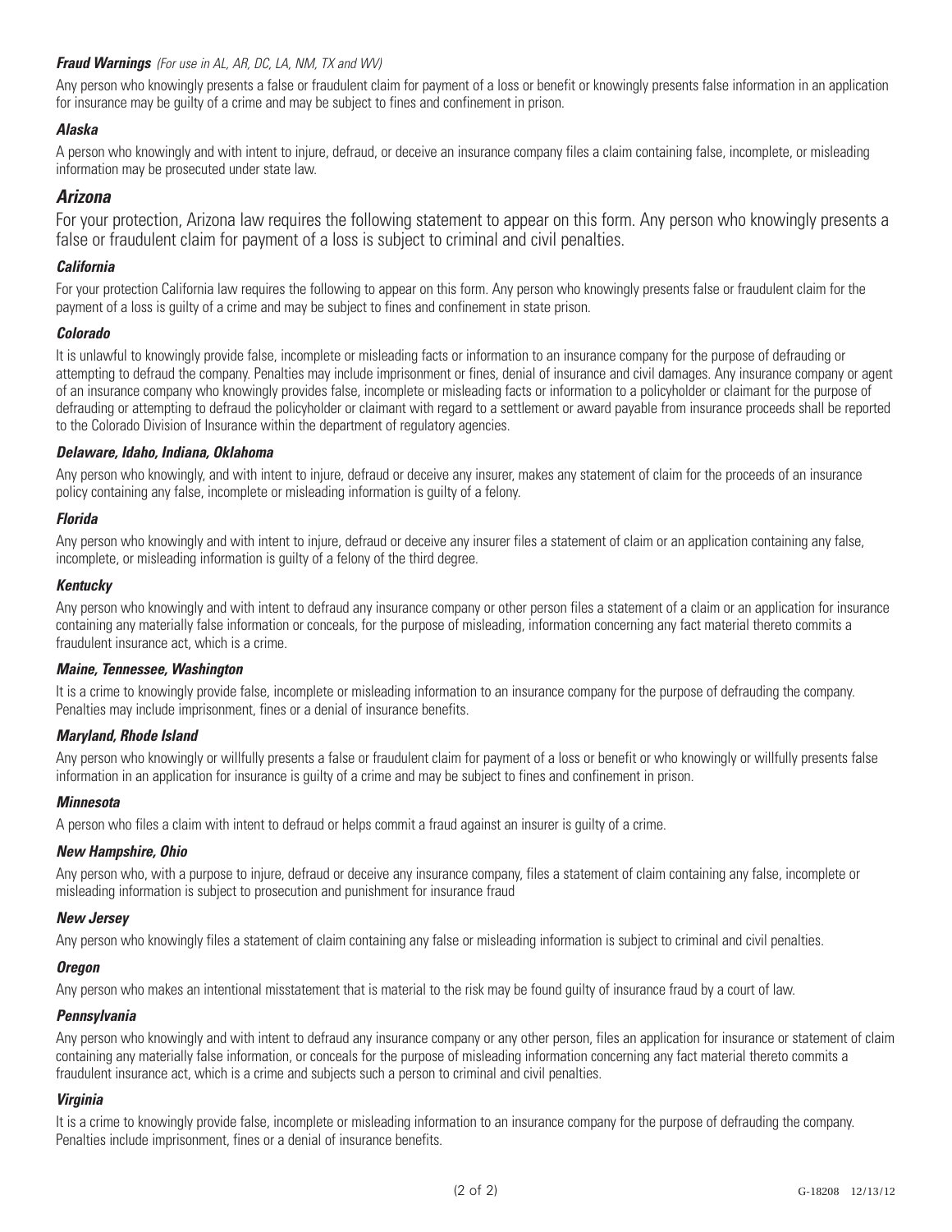***Fraud Warnings*** *(For use in AL, AR, DC, LA, NM, TX and WV)*

Any person who knowingly presents a false or fraudulent claim for payment of a loss or benefit or knowingly presents false information in an application for insurance may be guilty of a crime and may be subject to fines and confinement in prison.

***Alaska***

A person who knowingly and with intent to injure, defraud, or deceive an insurance company files a claim containing false, incomplete, or misleading information may be prosecuted under state law.

## *Arizona*

For your protection, Arizona law requires the following statement to appear on this form. Any person who knowingly presents a false or fraudulent claim for payment of a loss is subject to criminal and civil penalties.

***California***

For your protection California law requires the following to appear on this form. Any person who knowingly presents false or fraudulent claim for the payment of a loss is guilty of a crime and may be subject to fines and confinement in state prison.

***Colorado***

It is unlawful to knowingly provide false, incomplete or misleading facts or information to an insurance company for the purpose of defrauding or attempting to defraud the company. Penalties may include imprisonment or fines, denial of insurance and civil damages. Any insurance company or agent of an insurance company who knowingly provides false, incomplete or misleading facts or information to a policyholder or claimant for the purpose of defrauding or attempting to defraud the policyholder or claimant with regard to a settlement or award payable from insurance proceeds shall be reported to the Colorado Division of Insurance within the department of regulatory agencies.

***Delaware, Idaho, Indiana, Oklahoma***

Any person who knowingly, and with intent to injure, defraud or deceive any insurer, makes any statement of claim for the proceeds of an insurance policy containing any false, incomplete or misleading information is guilty of a felony.

***Florida***

Any person who knowingly and with intent to injure, defraud or deceive any insurer files a statement of claim or an application containing any false, incomplete, or misleading information is guilty of a felony of the third degree.

***Kentucky***

Any person who knowingly and with intent to defraud any insurance company or other person files a statement of a claim or an application for insurance containing any materially false information or conceals, for the purpose of misleading, information concerning any fact material thereto commits a fraudulent insurance act, which is a crime.

***Maine, Tennessee, Washington***

It is a crime to knowingly provide false, incomplete or misleading information to an insurance company for the purpose of defrauding the company. Penalties may include imprisonment, fines or a denial of insurance benefits.

***Maryland, Rhode Island***

Any person who knowingly or willfully presents a false or fraudulent claim for payment of a loss or benefit or who knowingly or willfully presents false information in an application for insurance is guilty of a crime and may be subject to fines and confinement in prison.

***Minnesota***

A person who files a claim with intent to defraud or helps commit a fraud against an insurer is guilty of a crime.

***New Hampshire, Ohio***

Any person who, with a purpose to injure, defraud or deceive any insurance company, files a statement of claim containing any false, incomplete or misleading information is subject to prosecution and punishment for insurance fraud

***New Jersey***

Any person who knowingly files a statement of claim containing any false or misleading information is subject to criminal and civil penalties.

***Oregon***

Any person who makes an intentional misstatement that is material to the risk may be found guilty of insurance fraud by a court of law.

***Pennsylvania***

Any person who knowingly and with intent to defraud any insurance company or any other person, files an application for insurance or statement of claim containing any materially false information, or conceals for the purpose of misleading information concerning any fact material thereto commits a fraudulent insurance act, which is a crime and subjects such a person to criminal and civil penalties.

***Virginia***

It is a crime to knowingly provide false, incomplete or misleading information to an insurance company for the purpose of defrauding the company. Penalties include imprisonment, fines or a denial of insurance benefits.

G-18208 12/13/12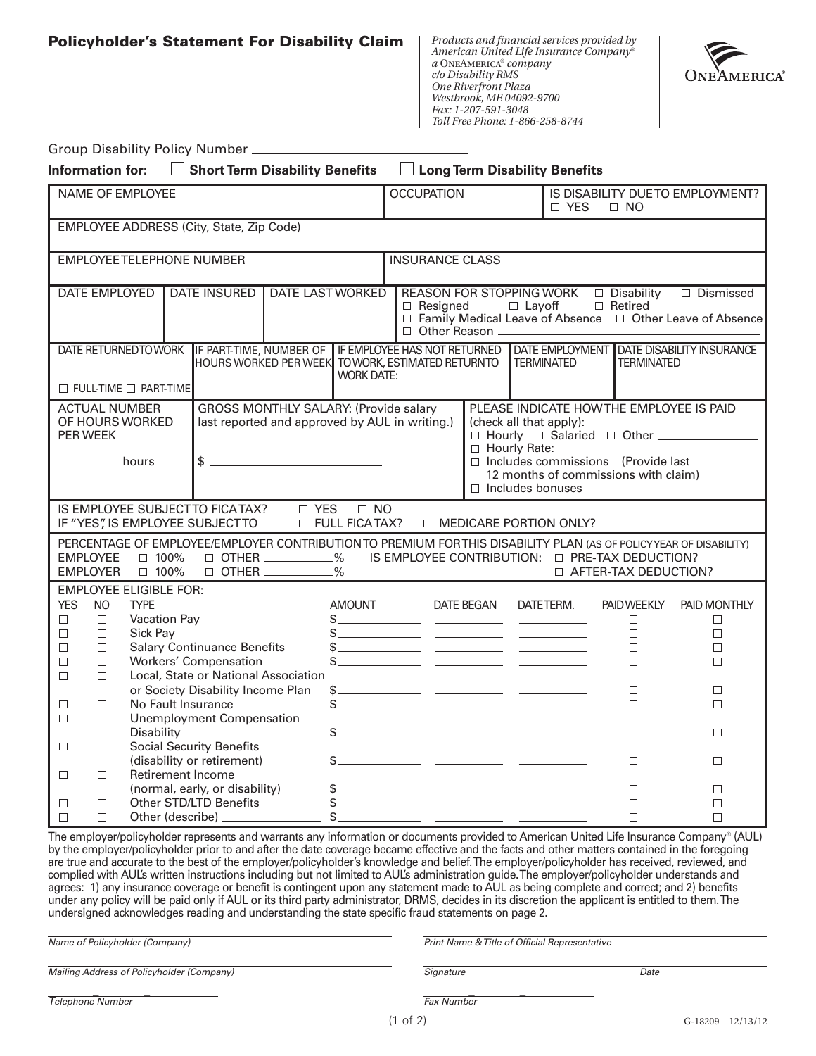# Policyholder's Statement For Disability Claim

*Products and financial services provided by American United Life Insurance Company® a OneAmerica® company*
*c/o Disability RMS*
*One Riverfront Plaza*
*Westbrook, ME 04092-9700*
*Fax: 1-207-591-3048*
*Toll Free Phone: 1-866-258-8744*

OneAmerica®

Group Disability Policy Number ____________________

**Information for:** ☐ **Short Term Disability Benefits** ☐ **Long Term Disability Benefits**

| NAME OF EMPLOYEE | OCCUPATION | IS DISABILITY DUE TO EMPLOYMENT? ☐ YES ☐ NO |
|---|---|---|

EMPLOYEE ADDRESS (City, State, Zip Code)

| EMPLOYEE TELEPHONE NUMBER | INSURANCE CLASS |
|---|---|

| DATE EMPLOYED | DATE INSURED | DATE LAST WORKED | REASON FOR STOPPING WORK ☐ Disability ☐ Dismissed ☐ Resigned ☐ Layoff ☐ Retired ☐ Family Medical Leave of Absence ☐ Other Leave of Absence ☐ Other Reason ______ |
|---|---|---|---|

| DATE RETURNED TO WORK ☐ FULL-TIME ☐ PART-TIME | IF PART-TIME, NUMBER OF HOURS WORKED PER WEEK | IF EMPLOYEE HAS NOT RETURNED TO WORK, ESTIMATED RETURN TO WORK DATE: | DATE EMPLOYMENT TERMINATED | DATE DISABILITY INSURANCE TERMINATED |
|---|---|---|---|---|

| ACTUAL NUMBER OF HOURS WORKED PER WEEK | GROSS MONTHLY SALARY: (Provide salary last reported and approved by AUL in writing.) | PLEASE INDICATE HOW THE EMPLOYEE IS PAID (check all that apply): |
|---|---|---|
| ______ hours | $ ______ | ☐ Hourly ☐ Salaried ☐ Other ______<br>☐ Hourly Rate: ______<br>☐ Includes commissions (Provide last 12 months of commissions with claim)<br>☐ Includes bonuses |

IS EMPLOYEE SUBJECT TO FICA TAX? ☐ YES ☐ NO
IF "YES", IS EMPLOYEE SUBJECT TO ☐ FULL FICA TAX? ☐ MEDICARE PORTION ONLY?

PERCENTAGE OF EMPLOYEE/EMPLOYER CONTRIBUTION TO PREMIUM FOR THIS DISABILITY PLAN (AS OF POLICY YEAR OF DISABILITY)
EMPLOYEE ☐ 100% ☐ OTHER ______%     IS EMPLOYEE CONTRIBUTION: ☐ PRE-TAX DEDUCTION?
EMPLOYER ☐ 100% ☐ OTHER ______%     ☐ AFTER-TAX DEDUCTION?

EMPLOYEE ELIGIBLE FOR:

| YES | NO | TYPE | AMOUNT | DATE BEGAN | DATE TERM. | PAID WEEKLY | PAID MONTHLY |
|---|---|---|---|---|---|---|---|
| ☐ | ☐ | Vacation Pay | $ | | | ☐ | ☐ |
| ☐ | ☐ | Sick Pay | $ | | | ☐ | ☐ |
| ☐ | ☐ | Salary Continuance Benefits | $ | | | ☐ | ☐ |
| ☐ | ☐ | Workers' Compensation | $ | | | ☐ | ☐ |
| ☐ | ☐ | Local, State or National Association or Society Disability Income Plan | $ | | | ☐ | ☐ |
| ☐ | ☐ | No Fault Insurance | $ | | | ☐ | ☐ |
| ☐ | ☐ | Unemployment Compensation Disability | $ | | | ☐ | ☐ |
| ☐ | ☐ | Social Security Benefits (disability or retirement) | $ | | | ☐ | ☐ |
| ☐ | ☐ | Retirement Income (normal, early, or disability) | $ | | | ☐ | ☐ |
| ☐ | ☐ | Other STD/LTD Benefits | $ | | | ☐ | ☐ |
| ☐ | ☐ | Other (describe) ______ | $ | | | ☐ | ☐ |

The employer/policyholder represents and warrants any information or documents provided to American United Life Insurance Company® (AUL) by the employer/policyholder prior to and after the date coverage became effective and the facts and other matters contained in the foregoing are true and accurate to the best of the employer/policyholder's knowledge and belief. The employer/policyholder has received, reviewed, and complied with AUL's written instructions including but not limited to AUL's administration guide. The employer/policyholder understands and agrees: 1) any insurance coverage or benefit is contingent upon any statement made to AUL as being complete and correct; and 2) benefits under any policy will be paid only if AUL or its third party administrator, DRMS, decides in its discretion the applicant is entitled to them. The undersigned acknowledges reading and understanding the state specific fraud statements on page 2.

______________________________
*Name of Policyholder (Company)*

______________________________
*Print Name & Title of Official Representative*

______________________________
*Mailing Address of Policyholder (Company)*

______________________________
*Signature* *Date*

______________________________
*Telephone Number*

______________________________
*Fax Number*

G-18209 12/13/12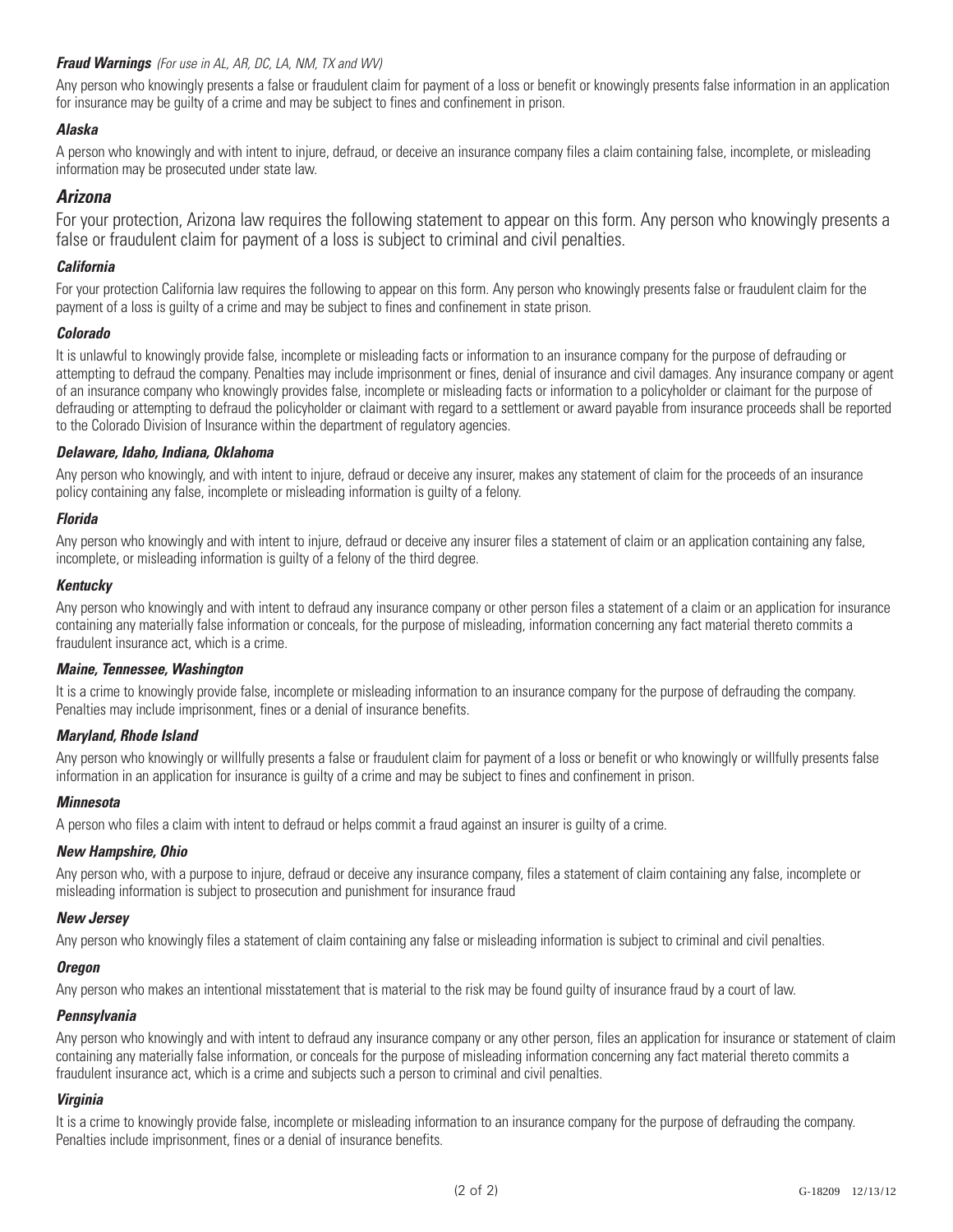### ***Fraud Warnings*** *(For use in AL, AR, DC, LA, NM, TX and WV)*

Any person who knowingly presents a false or fraudulent claim for payment of a loss or benefit or knowingly presents false information in an application for insurance may be guilty of a crime and may be subject to fines and confinement in prison.

### ***Alaska***

A person who knowingly and with intent to injure, defraud, or deceive an insurance company files a claim containing false, incomplete, or misleading information may be prosecuted under state law.

## ***Arizona***

For your protection, Arizona law requires the following statement to appear on this form. Any person who knowingly presents a false or fraudulent claim for payment of a loss is subject to criminal and civil penalties.

### ***California***

For your protection California law requires the following to appear on this form. Any person who knowingly presents false or fraudulent claim for the payment of a loss is guilty of a crime and may be subject to fines and confinement in state prison.

### ***Colorado***

It is unlawful to knowingly provide false, incomplete or misleading facts or information to an insurance company for the purpose of defrauding or attempting to defraud the company. Penalties may include imprisonment or fines, denial of insurance and civil damages. Any insurance company or agent of an insurance company who knowingly provides false, incomplete or misleading facts or information to a policyholder or claimant for the purpose of defrauding or attempting to defraud the policyholder or claimant with regard to a settlement or award payable from insurance proceeds shall be reported to the Colorado Division of Insurance within the department of regulatory agencies.

### ***Delaware, Idaho, Indiana, Oklahoma***

Any person who knowingly, and with intent to injure, defraud or deceive any insurer, makes any statement of claim for the proceeds of an insurance policy containing any false, incomplete or misleading information is guilty of a felony.

### ***Florida***

Any person who knowingly and with intent to injure, defraud or deceive any insurer files a statement of claim or an application containing any false, incomplete, or misleading information is guilty of a felony of the third degree.

### ***Kentucky***

Any person who knowingly and with intent to defraud any insurance company or other person files a statement of a claim or an application for insurance containing any materially false information or conceals, for the purpose of misleading, information concerning any fact material thereto commits a fraudulent insurance act, which is a crime.

### ***Maine, Tennessee, Washington***

It is a crime to knowingly provide false, incomplete or misleading information to an insurance company for the purpose of defrauding the company. Penalties may include imprisonment, fines or a denial of insurance benefits.

### ***Maryland, Rhode Island***

Any person who knowingly or willfully presents a false or fraudulent claim for payment of a loss or benefit or who knowingly or willfully presents false information in an application for insurance is guilty of a crime and may be subject to fines and confinement in prison.

### ***Minnesota***

A person who files a claim with intent to defraud or helps commit a fraud against an insurer is guilty of a crime.

### ***New Hampshire, Ohio***

Any person who, with a purpose to injure, defraud or deceive any insurance company, files a statement of claim containing any false, incomplete or misleading information is subject to prosecution and punishment for insurance fraud

### ***New Jersey***

Any person who knowingly files a statement of claim containing any false or misleading information is subject to criminal and civil penalties.

### ***Oregon***

Any person who makes an intentional misstatement that is material to the risk may be found guilty of insurance fraud by a court of law.

### ***Pennsylvania***

Any person who knowingly and with intent to defraud any insurance company or any other person, files an application for insurance or statement of claim containing any materially false information, or conceals for the purpose of misleading information concerning any fact material thereto commits a fraudulent insurance act, which is a crime and subjects such a person to criminal and civil penalties.

### ***Virginia***

It is a crime to knowingly provide false, incomplete or misleading information to an insurance company for the purpose of defrauding the company. Penalties include imprisonment, fines or a denial of insurance benefits.

G-18209 12/13/12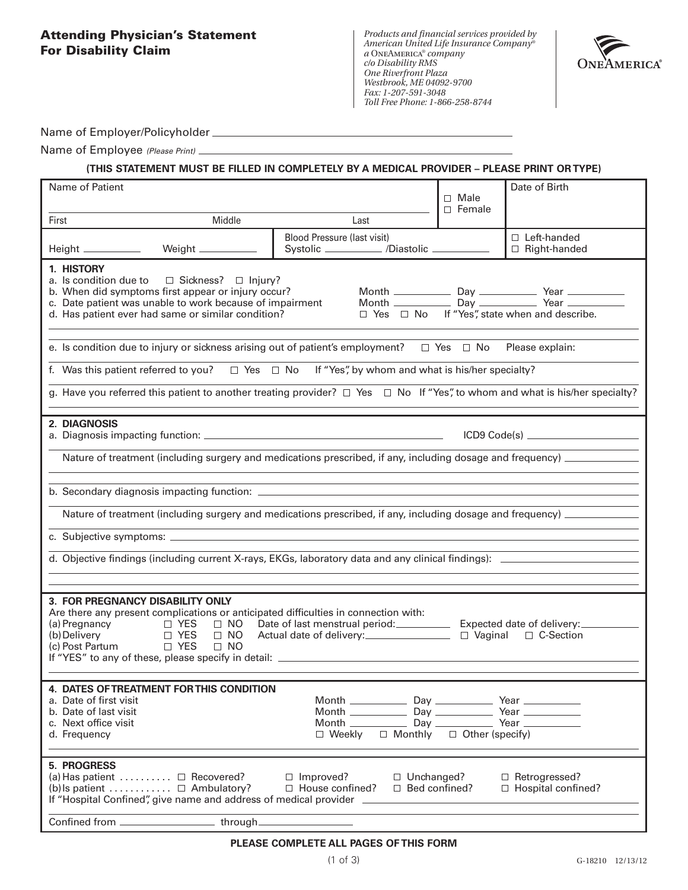## Attending Physician's Statement For Disability Claim

*Products and financial services provided by American United Life Insurance Company® a OneAmerica® company c/o Disability RMS One Riverfront Plaza Westbrook, ME 04092-9700 Fax: 1-207-591-3048 Toll Free Phone: 1-866-258-8744*

ONEAMERICA®

Name of Employer/Policyholder \_\_\_\_\_\_\_\_\_\_\_\_\_\_\_\_\_\_\_\_

Name of Employee *(Please Print)* \_\_\_\_\_\_\_\_\_\_\_\_\_\_\_\_\_\_\_\_

**(THIS STATEMENT MUST BE FILLED IN COMPLETELY BY A MEDICAL PROVIDER – PLEASE PRINT OR TYPE)**

| Name of Patient (First / Middle / Last) | ☐ Male ☐ Female | Date of Birth |
|---|---|---|
| Height \_\_\_\_\_ Weight \_\_\_\_\_ | Blood Pressure (last visit) Systolic \_\_\_\_\_ /Diastolic \_\_\_\_\_ | ☐ Left-handed ☐ Right-handed |

### 1. HISTORY

a. Is condition due to ☐ Sickness? ☐ Injury?

b. When did symptoms first appear or injury occur? Month \_\_\_\_\_ Day \_\_\_\_\_ Year \_\_\_\_\_

c. Date patient was unable to work because of impairment Month \_\_\_\_\_ Day \_\_\_\_\_ Year \_\_\_\_\_

d. Has patient ever had same or similar condition? ☐ Yes ☐ No If "Yes", state when and describe.

e. Is condition due to injury or sickness arising out of patient's employment? ☐ Yes ☐ No Please explain:

f. Was this patient referred to you? ☐ Yes ☐ No If "Yes", by whom and what is his/her specialty?

g. Have you referred this patient to another treating provider? ☐ Yes ☐ No If "Yes", to whom and what is his/her specialty?

### 2. DIAGNOSIS

a. Diagnosis impacting function: \_\_\_\_\_\_\_\_\_\_ ICD9 Code(s) \_\_\_\_\_\_\_\_\_\_

Nature of treatment (including surgery and medications prescribed, if any, including dosage and frequency) \_\_\_\_\_\_\_\_\_\_

b. Secondary diagnosis impacting function: \_\_\_\_\_\_\_\_\_\_

Nature of treatment (including surgery and medications prescribed, if any, including dosage and frequency) \_\_\_\_\_\_\_\_\_\_

c. Subjective symptoms: \_\_\_\_\_\_\_\_\_\_

d. Objective findings (including current X-rays, EKGs, laboratory data and any clinical findings): \_\_\_\_\_\_\_\_\_\_

### 3. FOR PREGNANCY DISABILITY ONLY

Are there any present complications or anticipated difficulties in connection with:

(a) Pregnancy ☐ YES ☐ NO Date of last menstrual period: \_\_\_\_\_ Expected date of delivery: \_\_\_\_\_

(b) Delivery ☐ YES ☐ NO Actual date of delivery: \_\_\_\_\_ ☐ Vaginal ☐ C-Section

(c) Post Partum ☐ YES ☐ NO

If "YES" to any of these, please specify in detail: \_\_\_\_\_\_\_\_\_\_

### 4. DATES OF TREATMENT FOR THIS CONDITION

a. Date of first visit Month \_\_\_\_\_ Day \_\_\_\_\_ Year \_\_\_\_\_

b. Date of last visit Month \_\_\_\_\_ Day \_\_\_\_\_ Year \_\_\_\_\_

c. Next office visit Month \_\_\_\_\_ Day \_\_\_\_\_ Year \_\_\_\_\_

d. Frequency ☐ Weekly ☐ Monthly ☐ Other (specify)

### 5. PROGRESS

(a) Has patient .......... ☐ Recovered? ☐ Improved? ☐ Unchanged? ☐ Retrogressed?

(b) Is patient ............ ☐ Ambulatory? ☐ House confined? ☐ Bed confined? ☐ Hospital confined?

If "Hospital Confined", give name and address of medical provider \_\_\_\_\_\_\_\_\_\_

Confined from \_\_\_\_\_\_\_\_\_\_ through \_\_\_\_\_\_\_\_\_\_

**PLEASE COMPLETE ALL PAGES OF THIS FORM**

G-18210 12/13/12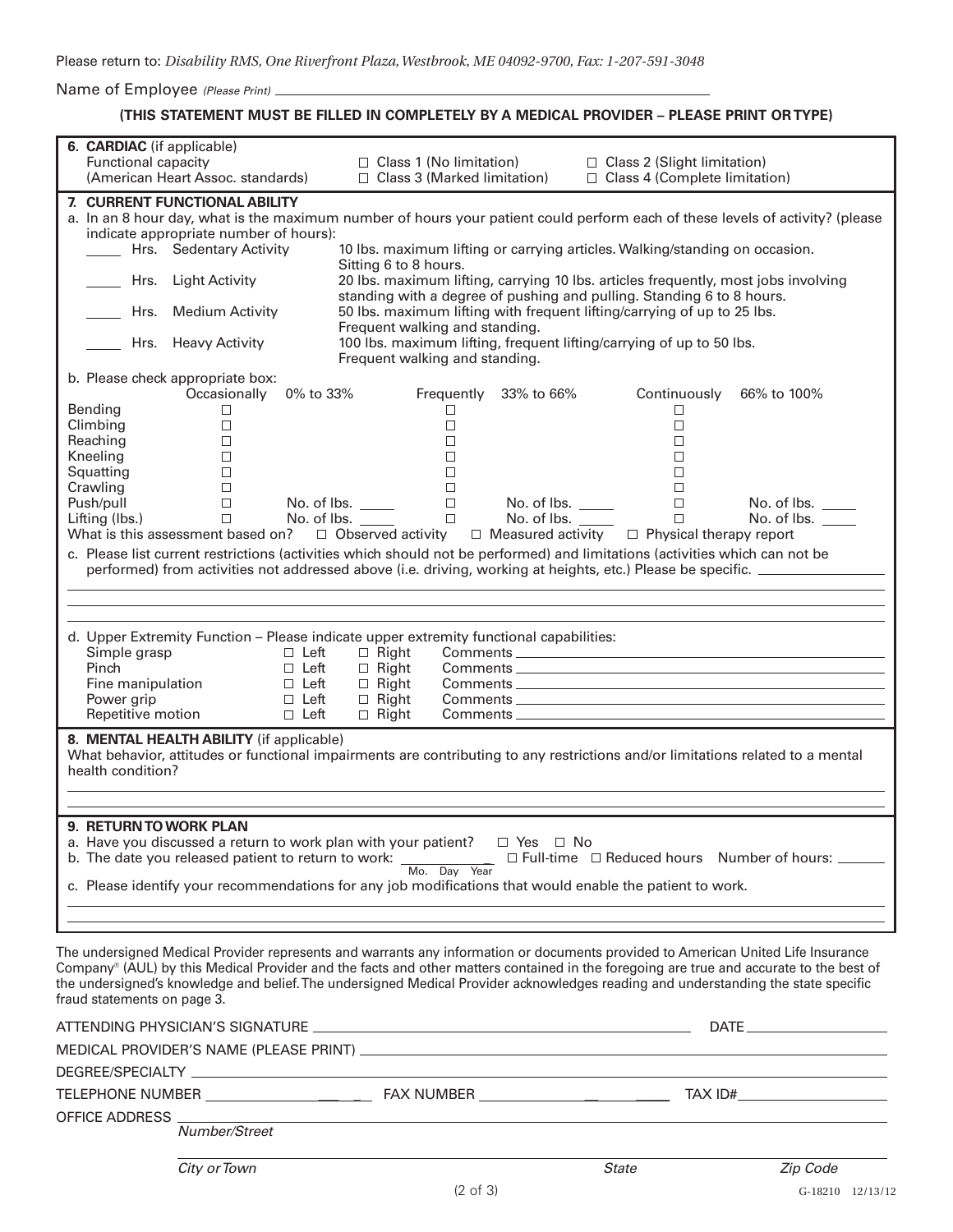Please return to: *Disability RMS, One Riverfront Plaza, Westbrook, ME 04092-9700, Fax: 1-207-591-3048*

Name of Employee *(Please Print)* ______________________________

**(THIS STATEMENT MUST BE FILLED IN COMPLETELY BY A MEDICAL PROVIDER – PLEASE PRINT OR TYPE)**

**6. CARDIAC** (if applicable)

Functional capacity (American Heart Assoc. standards)

- ☐ Class 1 (No limitation)
- ☐ Class 2 (Slight limitation)
- ☐ Class 3 (Marked limitation)
- ☐ Class 4 (Complete limitation)

**7. CURRENT FUNCTIONAL ABILITY**

a. In an 8 hour day, what is the maximum number of hours your patient could perform each of these levels of activity? (please indicate appropriate number of hours):

| Hours | Activity | Description |
|---|---|---|
| _____ Hrs. | Sedentary Activity | 10 lbs. maximum lifting or carrying articles. Walking/standing on occasion. Sitting 6 to 8 hours. |
| _____ Hrs. | Light Activity | 20 lbs. maximum lifting, carrying 10 lbs. articles frequently, most jobs involving standing with a degree of pushing and pulling. Standing 6 to 8 hours. |
| _____ Hrs. | Medium Activity | 50 lbs. maximum lifting with frequent lifting/carrying of up to 25 lbs. Frequent walking and standing. |
| _____ Hrs. | Heavy Activity | 100 lbs. maximum lifting, frequent lifting/carrying of up to 50 lbs. Frequent walking and standing. |

b. Please check appropriate box:

| | Occasionally 0% to 33% | | Frequently 33% to 66% | | Continuously 66% to 100% | |
|---|---|---|---|---|---|---|
| Bending | ☐ | | ☐ | | ☐ | |
| Climbing | ☐ | | ☐ | | ☐ | |
| Reaching | ☐ | | ☐ | | ☐ | |
| Kneeling | ☐ | | ☐ | | ☐ | |
| Squatting | ☐ | | ☐ | | ☐ | |
| Crawling | ☐ | | ☐ | | ☐ | |
| Push/pull | ☐ | No. of lbs. _____ | ☐ | No. of lbs. _____ | ☐ | No. of lbs. _____ |
| Lifting (lbs.) | ☐ | No. of lbs. _____ | ☐ | No. of lbs. _____ | ☐ | No. of lbs. _____ |

What is this assessment based on? ☐ Observed activity ☐ Measured activity ☐ Physical therapy report

c. Please list current restrictions (activities which should not be performed) and limitations (activities which can not be performed) from activities not addressed above (i.e. driving, working at heights, etc.) Please be specific. ______________________________

d. Upper Extremity Function – Please indicate upper extremity functional capabilities:

| Function | Left | Right | Comments |
|---|---|---|---|
| Simple grasp | ☐ Left | ☐ Right | Comments ____________ |
| Pinch | ☐ Left | ☐ Right | Comments ____________ |
| Fine manipulation | ☐ Left | ☐ Right | Comments ____________ |
| Power grip | ☐ Left | ☐ Right | Comments ____________ |
| Repetitive motion | ☐ Left | ☐ Right | Comments ____________ |

**8. MENTAL HEALTH ABILITY** (if applicable)

What behavior, attitudes or functional impairments are contributing to any restrictions and/or limitations related to a mental health condition?

______________________________

**9. RETURN TO WORK PLAN**

a. Have you discussed a return to work plan with your patient? ☐ Yes ☐ No

b. The date you released patient to return to work: ____________ (Mo. Day Year) ☐ Full-time ☐ Reduced hours Number of hours: ______

c. Please identify your recommendations for any job modifications that would enable the patient to work.

______________________________

The undersigned Medical Provider represents and warrants any information or documents provided to American United Life Insurance Company® (AUL) by this Medical Provider and the facts and other matters contained in the foregoing are true and accurate to the best of the undersigned's knowledge and belief. The undersigned Medical Provider acknowledges reading and understanding the state specific fraud statements on page 3.

ATTENDING PHYSICIAN'S SIGNATURE ______________________________ DATE ____________

MEDICAL PROVIDER'S NAME (PLEASE PRINT) ______________________________

DEGREE/SPECIALTY ______________________________

TELEPHONE NUMBER ____________ FAX NUMBER ____________ TAX ID# ____________

OFFICE ADDRESS ______________________________
*Number/Street*

______________________________
*City or Town* *State* *Zip Code*

G-18210 12/13/12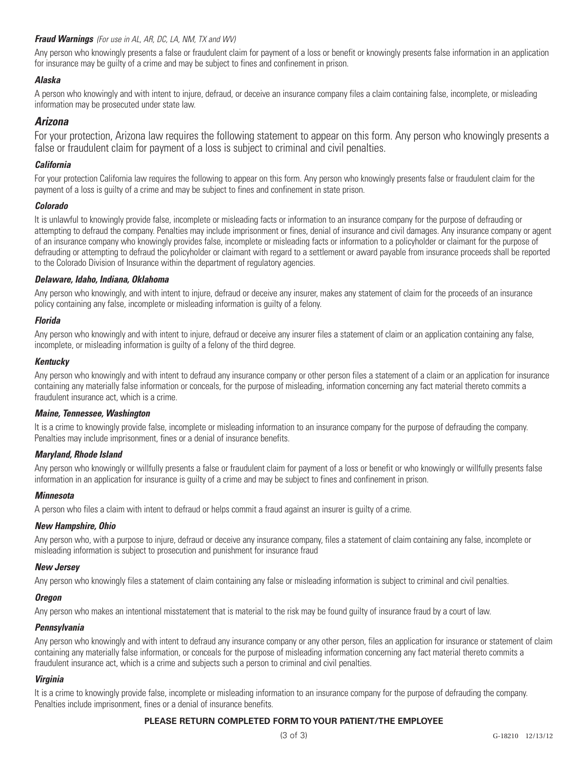### *Fraud Warnings* *(For use in AL, AR, DC, LA, NM, TX and WV)*

Any person who knowingly presents a false or fraudulent claim for payment of a loss or benefit or knowingly presents false information in an application for insurance may be guilty of a crime and may be subject to fines and confinement in prison.

### *Alaska*

A person who knowingly and with intent to injure, defraud, or deceive an insurance company files a claim containing false, incomplete, or misleading information may be prosecuted under state law.

## *Arizona*

For your protection, Arizona law requires the following statement to appear on this form. Any person who knowingly presents a false or fraudulent claim for payment of a loss is subject to criminal and civil penalties.

### *California*

For your protection California law requires the following to appear on this form. Any person who knowingly presents false or fraudulent claim for the payment of a loss is guilty of a crime and may be subject to fines and confinement in state prison.

### *Colorado*

It is unlawful to knowingly provide false, incomplete or misleading facts or information to an insurance company for the purpose of defrauding or attempting to defraud the company. Penalties may include imprisonment or fines, denial of insurance and civil damages. Any insurance company or agent of an insurance company who knowingly provides false, incomplete or misleading facts or information to a policyholder or claimant for the purpose of defrauding or attempting to defraud the policyholder or claimant with regard to a settlement or award payable from insurance proceeds shall be reported to the Colorado Division of Insurance within the department of regulatory agencies.

### *Delaware, Idaho, Indiana, Oklahoma*

Any person who knowingly, and with intent to injure, defraud or deceive any insurer, makes any statement of claim for the proceeds of an insurance policy containing any false, incomplete or misleading information is guilty of a felony.

### *Florida*

Any person who knowingly and with intent to injure, defraud or deceive any insurer files a statement of claim or an application containing any false, incomplete, or misleading information is guilty of a felony of the third degree.

### *Kentucky*

Any person who knowingly and with intent to defraud any insurance company or other person files a statement of a claim or an application for insurance containing any materially false information or conceals, for the purpose of misleading, information concerning any fact material thereto commits a fraudulent insurance act, which is a crime.

### *Maine, Tennessee, Washington*

It is a crime to knowingly provide false, incomplete or misleading information to an insurance company for the purpose of defrauding the company. Penalties may include imprisonment, fines or a denial of insurance benefits.

### *Maryland, Rhode Island*

Any person who knowingly or willfully presents a false or fraudulent claim for payment of a loss or benefit or who knowingly or willfully presents false information in an application for insurance is guilty of a crime and may be subject to fines and confinement in prison.

### *Minnesota*

A person who files a claim with intent to defraud or helps commit a fraud against an insurer is guilty of a crime.

### *New Hampshire, Ohio*

Any person who, with a purpose to injure, defraud or deceive any insurance company, files a statement of claim containing any false, incomplete or misleading information is subject to prosecution and punishment for insurance fraud

### *New Jersey*

Any person who knowingly files a statement of claim containing any false or misleading information is subject to criminal and civil penalties.

### *Oregon*

Any person who makes an intentional misstatement that is material to the risk may be found guilty of insurance fraud by a court of law.

### *Pennsylvania*

Any person who knowingly and with intent to defraud any insurance company or any other person, files an application for insurance or statement of claim containing any materially false information, or conceals for the purpose of misleading information concerning any fact material thereto commits a fraudulent insurance act, which is a crime and subjects such a person to criminal and civil penalties.

### *Virginia*

It is a crime to knowingly provide false, incomplete or misleading information to an insurance company for the purpose of defrauding the company. Penalties include imprisonment, fines or a denial of insurance benefits.

**PLEASE RETURN COMPLETED FORM TO YOUR PATIENT/THE EMPLOYEE**

G-18210 12/13/12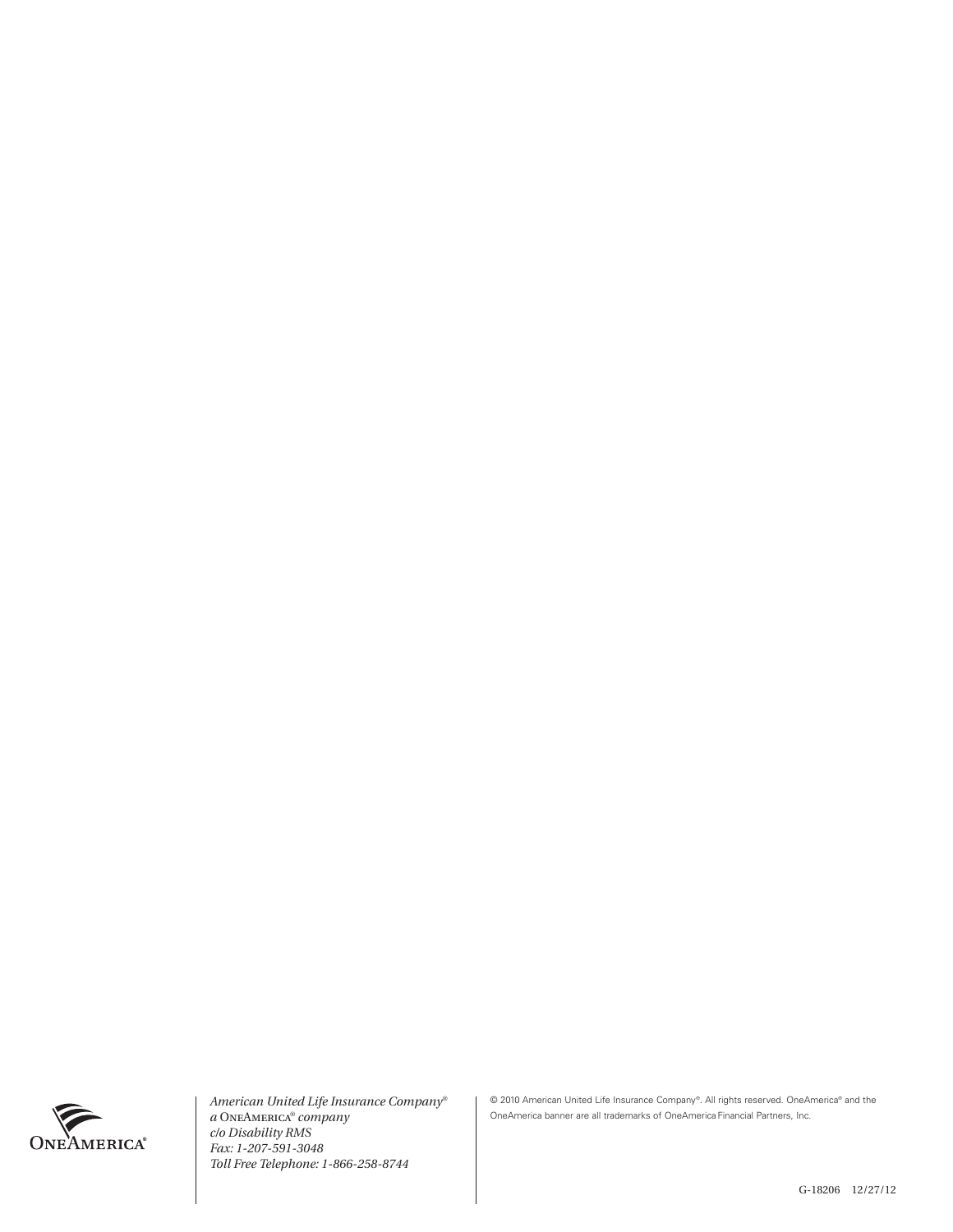ONEAMERICA®

*American United Life Insurance Company®*
*a ONEAMERICA® company*
*c/o Disability RMS*
*Fax: 1-207-591-3048*
*Toll Free Telephone: 1-866-258-8744*

© 2010 American United Life Insurance Company®. All rights reserved. OneAmerica® and the OneAmerica banner are all trademarks of OneAmerica Financial Partners, Inc.

G-18206 12/27/12